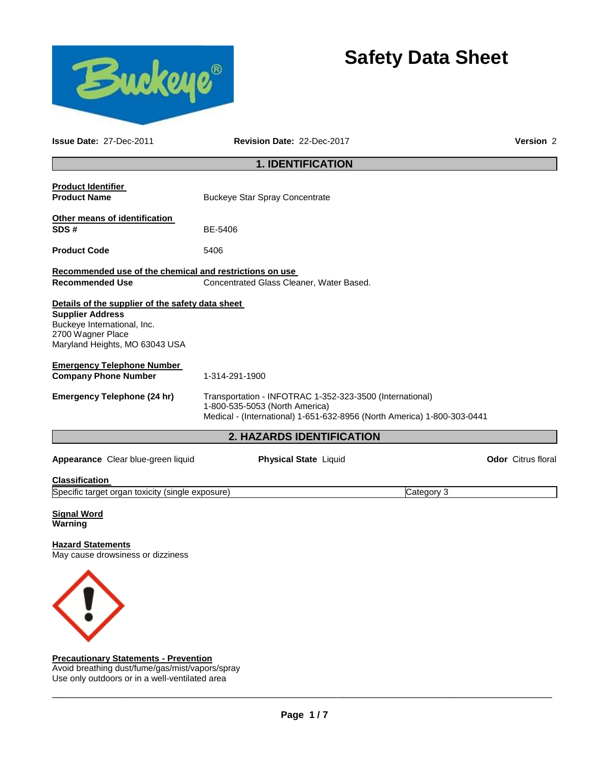# Safety Data Sheet

**Issue Date:** 27-Dec-2011 **Revision Date:** 22-Dec-2017 **Version** 2

## 1. IDENTIFICATION

**Product Identifier**

**Product Name** Buckeye Star Spray Concentrate

**Other means of identification**

**SDS #** BE-5406

**Product Code** 5406

**Recommended use of the chemical and restrictions on use**

**Recommended Use** Concentrated Glass Cleaner, Water Based.

**Details of the supplier of the safety data sheet**

**Supplier Address**
Buckeye International, Inc.
2700 Wagner Place
Maryland Heights, MO 63043 USA

**Emergency Telephone Number**

**Company Phone Number** 1-314-291-1900

**Emergency Telephone (24 hr)** Transportation - INFOTRAC 1-352-323-3500 (International)
1-800-535-5053 (North America)
Medical - (International) 1-651-632-8956 (North America) 1-800-303-0441

## 2. HAZARDS IDENTIFICATION

**Appearance** Clear blue-green liquid **Physical State** Liquid **Odor** Citrus floral

**Classification**

| Specific target organ toxicity (single exposure) | Category 3 |
|---|---|

**Signal Word**
Warning

**Hazard Statements**
May cause drowsiness or dizziness

**Precautionary Statements - Prevention**
Avoid breathing dust/fume/gas/mist/vapors/spray
Use only outdoors or in a well-ventilated area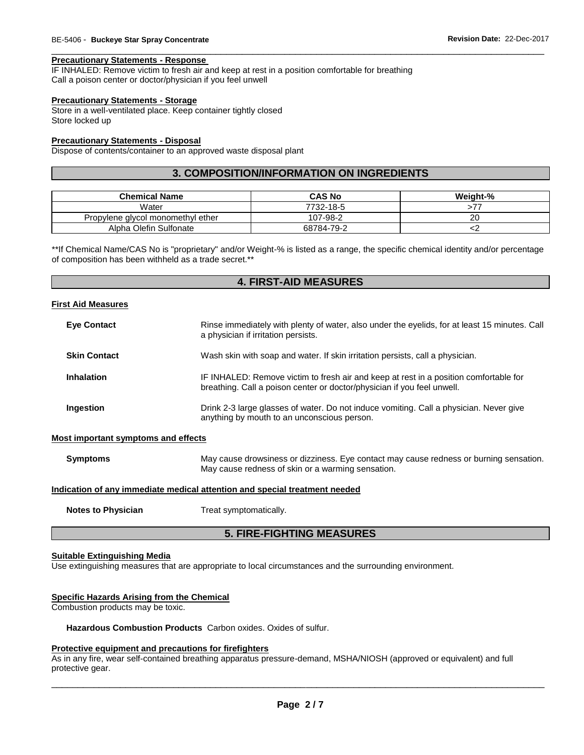**Precautionary Statements - Response**

IF INHALED: Remove victim to fresh air and keep at rest in a position comfortable for breathing
Call a poison center or doctor/physician if you feel unwell

**Precautionary Statements - Storage**

Store in a well-ventilated place. Keep container tightly closed
Store locked up

**Precautionary Statements - Disposal**

Dispose of contents/container to an approved waste disposal plant

## 3. COMPOSITION/INFORMATION ON INGREDIENTS

| Chemical Name | CAS No | Weight-% |
|---|---|---|
| Water | 7732-18-5 | >77 |
| Propylene glycol monomethyl ether | 107-98-2 | 20 |
| Alpha Olefin Sulfonate | 68784-79-2 | <2 |

**If Chemical Name/CAS No is "proprietary" and/or Weight-% is listed as a range, the specific chemical identity and/or percentage of composition has been withheld as a trade secret.**

## 4. FIRST-AID MEASURES

**First Aid Measures**

**Eye Contact** Rinse immediately with plenty of water, also under the eyelids, for at least 15 minutes. Call a physician if irritation persists.

**Skin Contact** Wash skin with soap and water. If skin irritation persists, call a physician.

**Inhalation** IF INHALED: Remove victim to fresh air and keep at rest in a position comfortable for breathing. Call a poison center or doctor/physician if you feel unwell.

**Ingestion** Drink 2-3 large glasses of water. Do not induce vomiting. Call a physician. Never give anything by mouth to an unconscious person.

**Most important symptoms and effects**

**Symptoms** May cause drowsiness or dizziness. Eye contact may cause redness or burning sensation. May cause redness of skin or a warming sensation.

**Indication of any immediate medical attention and special treatment needed**

**Notes to Physician** Treat symptomatically.

## 5. FIRE-FIGHTING MEASURES

**Suitable Extinguishing Media**

Use extinguishing measures that are appropriate to local circumstances and the surrounding environment.

**Specific Hazards Arising from the Chemical**

Combustion products may be toxic.

**Hazardous Combustion Products** Carbon oxides. Oxides of sulfur.

**Protective equipment and precautions for firefighters**

As in any fire, wear self-contained breathing apparatus pressure-demand, MSHA/NIOSH (approved or equivalent) and full protective gear.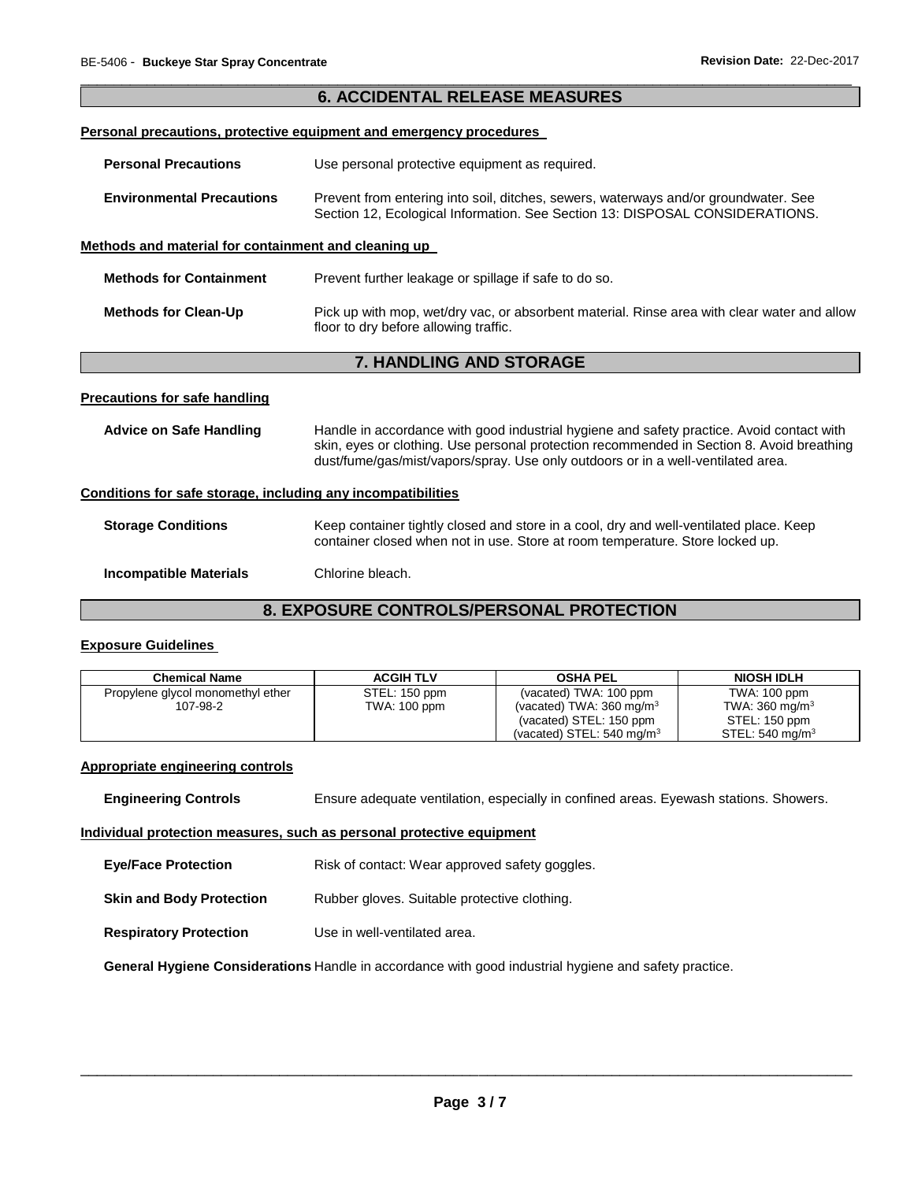## 6. ACCIDENTAL RELEASE MEASURES

### Personal precautions, protective equipment and emergency procedures

**Personal Precautions** Use personal protective equipment as required.

**Environmental Precautions** Prevent from entering into soil, ditches, sewers, waterways and/or groundwater. See Section 12, Ecological Information. See Section 13: DISPOSAL CONSIDERATIONS.

### Methods and material for containment and cleaning up

**Methods for Containment** Prevent further leakage or spillage if safe to do so.

**Methods for Clean-Up** Pick up with mop, wet/dry vac, or absorbent material. Rinse area with clear water and allow floor to dry before allowing traffic.

## 7. HANDLING AND STORAGE

### Precautions for safe handling

**Advice on Safe Handling** Handle in accordance with good industrial hygiene and safety practice. Avoid contact with skin, eyes or clothing. Use personal protection recommended in Section 8. Avoid breathing dust/fume/gas/mist/vapors/spray. Use only outdoors or in a well-ventilated area.

### Conditions for safe storage, including any incompatibilities

**Storage Conditions** Keep container tightly closed and store in a cool, dry and well-ventilated place. Keep container closed when not in use. Store at room temperature. Store locked up.

**Incompatible Materials** Chlorine bleach.

## 8. EXPOSURE CONTROLS/PERSONAL PROTECTION

### Exposure Guidelines

| Chemical Name | ACGIH TLV | OSHA PEL | NIOSH IDLH |
|---|---|---|---|
| Propylene glycol monomethyl ether<br>107-98-2 | STEL: 150 ppm<br>TWA: 100 ppm | (vacated) TWA: 100 ppm<br>(vacated) TWA: 360 mg/m$^3$<br>(vacated) STEL: 150 ppm<br>(vacated) STEL: 540 mg/m$^3$ | TWA: 100 ppm<br>TWA: 360 mg/m$^3$<br>STEL: 150 ppm<br>STEL: 540 mg/m$^3$ |

### Appropriate engineering controls

**Engineering Controls** Ensure adequate ventilation, especially in confined areas. Eyewash stations. Showers.

### Individual protection measures, such as personal protective equipment

**Eye/Face Protection** Risk of contact: Wear approved safety goggles.

**Skin and Body Protection** Rubber gloves. Suitable protective clothing.

**Respiratory Protection** Use in well-ventilated area.

**General Hygiene Considerations** Handle in accordance with good industrial hygiene and safety practice.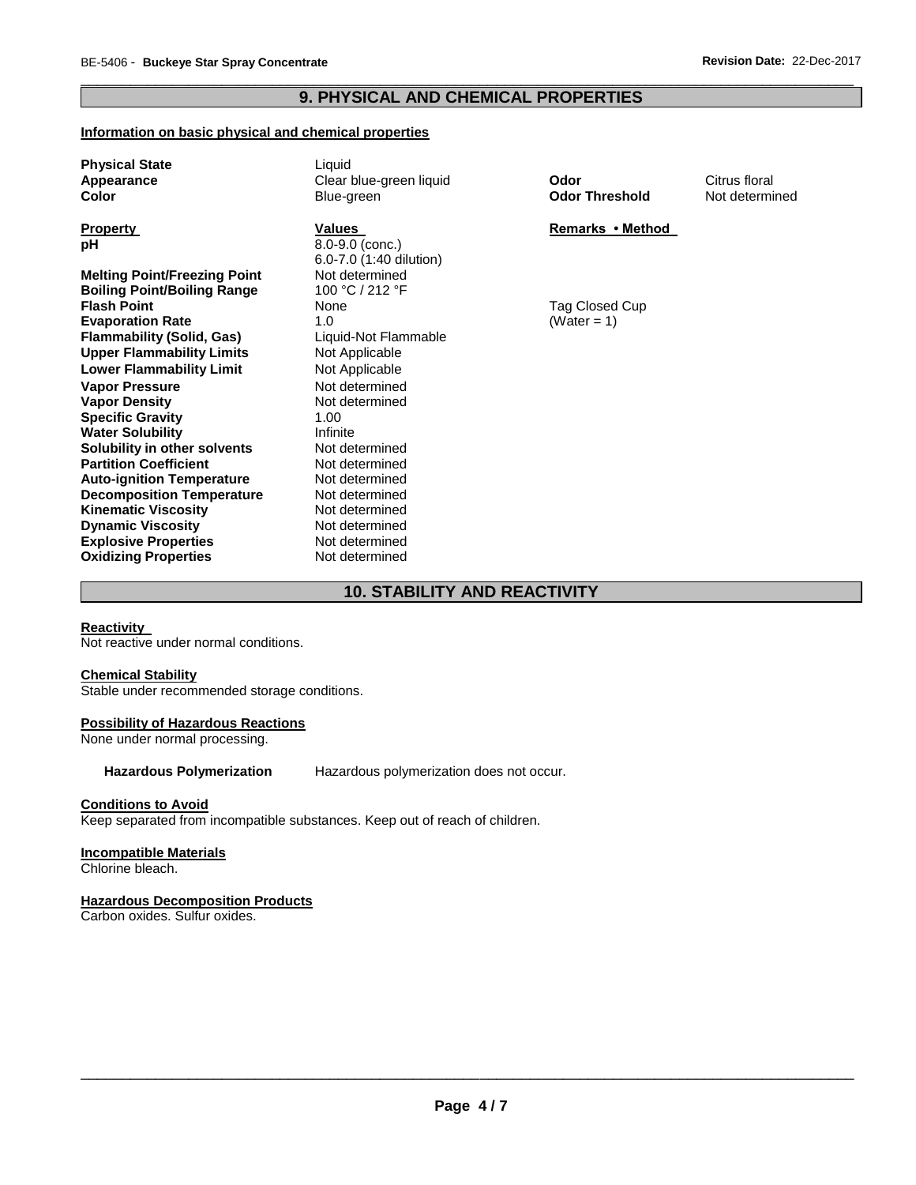## 9. PHYSICAL AND CHEMICAL PROPERTIES

### Information on basic physical and chemical properties

| | | | |
|---|---|---|---|
| **Physical State** | Liquid | | |
| **Appearance** | Clear blue-green liquid | **Odor** | Citrus floral |
| **Color** | Blue-green | **Odor Threshold** | Not determined |

| **Property** | **Values** | **Remarks • Method** |
|---|---|---|
| **pH** | 8.0-9.0 (conc.)<br>6.0-7.0 (1:40 dilution) | |
| **Melting Point/Freezing Point** | Not determined | |
| **Boiling Point/Boiling Range** | 100 °C / 212 °F | |
| **Flash Point** | None | Tag Closed Cup |
| **Evaporation Rate** | 1.0 | (Water = 1) |
| **Flammability (Solid, Gas)** | Liquid-Not Flammable | |
| **Upper Flammability Limits** | Not Applicable | |
| **Lower Flammability Limit** | Not Applicable | |
| **Vapor Pressure** | Not determined | |
| **Vapor Density** | Not determined | |
| **Specific Gravity** | 1.00 | |
| **Water Solubility** | Infinite | |
| **Solubility in other solvents** | Not determined | |
| **Partition Coefficient** | Not determined | |
| **Auto-ignition Temperature** | Not determined | |
| **Decomposition Temperature** | Not determined | |
| **Kinematic Viscosity** | Not determined | |
| **Dynamic Viscosity** | Not determined | |
| **Explosive Properties** | Not determined | |
| **Oxidizing Properties** | Not determined | |

## 10. STABILITY AND REACTIVITY

**Reactivity**
Not reactive under normal conditions.

**Chemical Stability**
Stable under recommended storage conditions.

**Possibility of Hazardous Reactions**
None under normal processing.

**Hazardous Polymerization** Hazardous polymerization does not occur.

**Conditions to Avoid**
Keep separated from incompatible substances. Keep out of reach of children.

**Incompatible Materials**
Chlorine bleach.

**Hazardous Decomposition Products**
Carbon oxides. Sulfur oxides.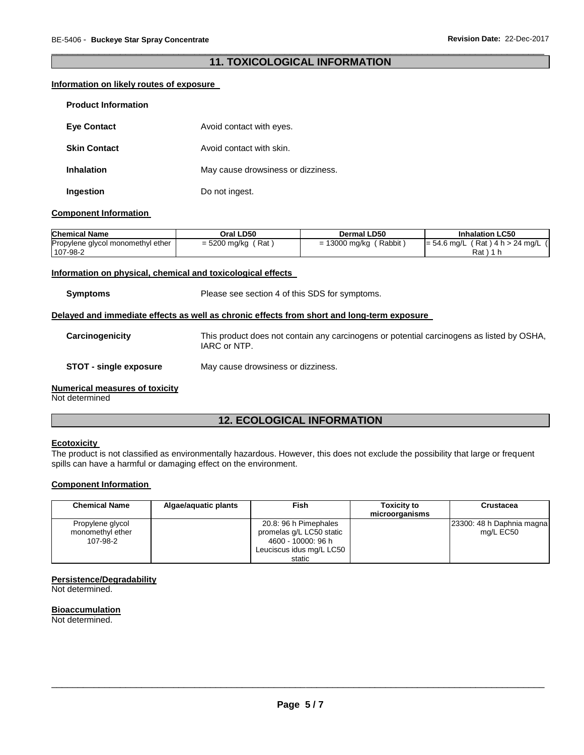## 11. TOXICOLOGICAL INFORMATION

**Information on likely routes of exposure**

**Product Information**

**Eye Contact** Avoid contact with eyes.

**Skin Contact** Avoid contact with skin.

**Inhalation** May cause drowsiness or dizziness.

**Ingestion** Do not ingest.

**Component Information**

| Chemical Name | Oral LD50 | Dermal LD50 | Inhalation LC50 |
|---|---|---|---|
| Propylene glycol monomethyl ether 107-98-2 | = 5200 mg/kg ( Rat ) | = 13000 mg/kg ( Rabbit ) | = 54.6 mg/L ( Rat ) 4 h > 24 mg/L ( Rat ) 1 h |

**Information on physical, chemical and toxicological effects**

**Symptoms** Please see section 4 of this SDS for symptoms.

**Delayed and immediate effects as well as chronic effects from short and long-term exposure**

**Carcinogenicity** This product does not contain any carcinogens or potential carcinogens as listed by OSHA, IARC or NTP.

**STOT - single exposure** May cause drowsiness or dizziness.

**Numerical measures of toxicity**
Not determined

## 12. ECOLOGICAL INFORMATION

**Ecotoxicity**
The product is not classified as environmentally hazardous. However, this does not exclude the possibility that large or frequent spills can have a harmful or damaging effect on the environment.

**Component Information**

| Chemical Name | Algae/aquatic plants | Fish | Toxicity to microorganisms | Crustacea |
|---|---|---|---|---|
| Propylene glycol monomethyl ether 107-98-2 | | 20.8: 96 h Pimephales promelas g/L LC50 static 4600 - 10000: 96 h Leuciscus idus mg/L LC50 static | | 23300: 48 h Daphnia magna mg/L EC50 |

**Persistence/Degradability**
Not determined.

**Bioaccumulation**
Not determined.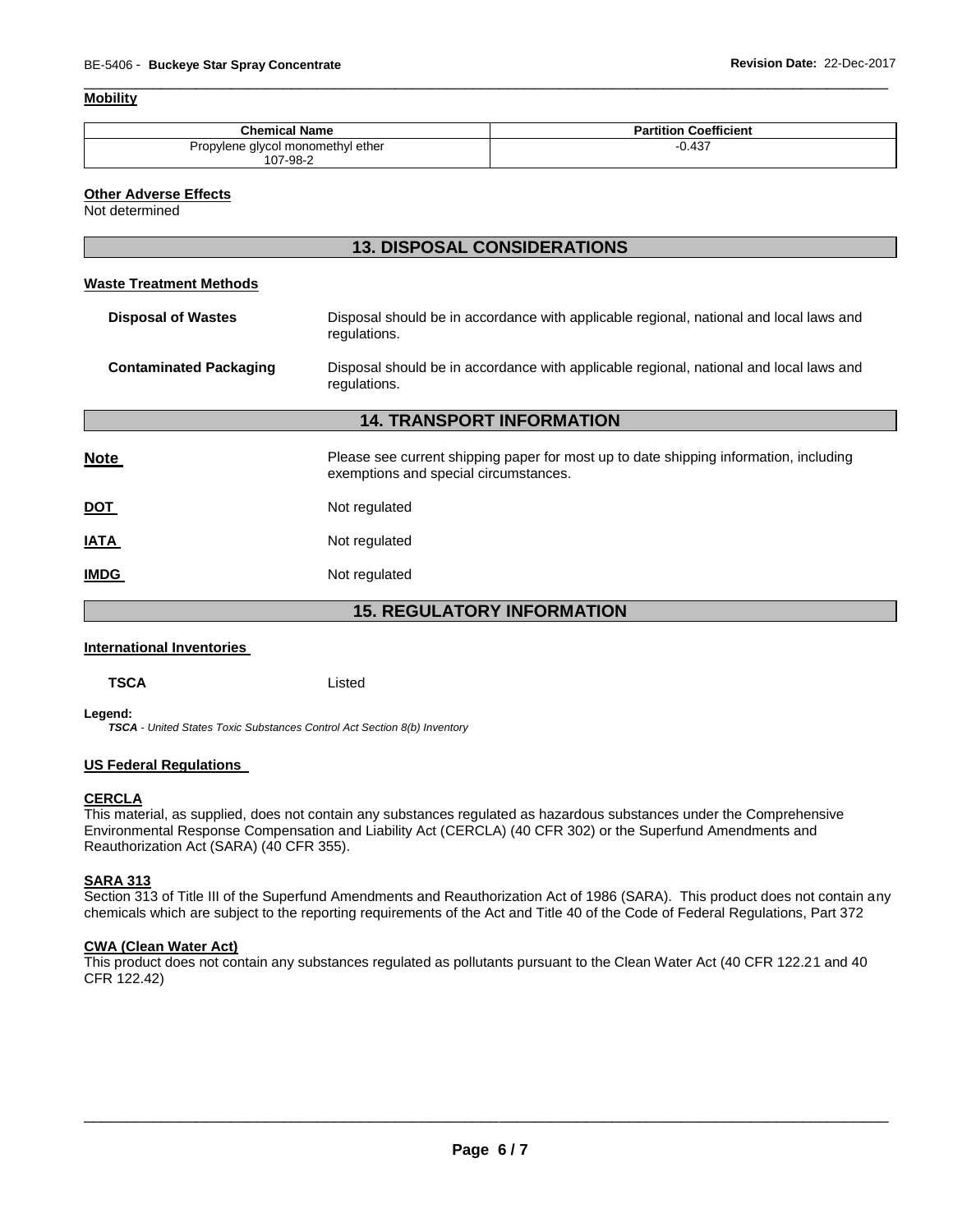**Mobility**

| Chemical Name | Partition Coefficient |
|---|---|
| Propylene glycol monomethyl ether<br>107-98-2 | -0.437 |

**Other Adverse Effects**

Not determined

## 13. DISPOSAL CONSIDERATIONS

**Waste Treatment Methods**

**Disposal of Wastes** — Disposal should be in accordance with applicable regional, national and local laws and regulations.

**Contaminated Packaging** — Disposal should be in accordance with applicable regional, national and local laws and regulations.

## 14. TRANSPORT INFORMATION

**Note** — Please see current shipping paper for most up to date shipping information, including exemptions and special circumstances.

**DOT** — Not regulated

**IATA** — Not regulated

**IMDG** — Not regulated

## 15. REGULATORY INFORMATION

**International Inventories**

**TSCA** — Listed

**Legend:**

*TSCA - United States Toxic Substances Control Act Section 8(b) Inventory*

**US Federal Regulations**

**CERCLA**

This material, as supplied, does not contain any substances regulated as hazardous substances under the Comprehensive Environmental Response Compensation and Liability Act (CERCLA) (40 CFR 302) or the Superfund Amendments and Reauthorization Act (SARA) (40 CFR 355).

**SARA 313**

Section 313 of Title III of the Superfund Amendments and Reauthorization Act of 1986 (SARA). This product does not contain any chemicals which are subject to the reporting requirements of the Act and Title 40 of the Code of Federal Regulations, Part 372

**CWA (Clean Water Act)**

This product does not contain any substances regulated as pollutants pursuant to the Clean Water Act (40 CFR 122.21 and 40 CFR 122.42)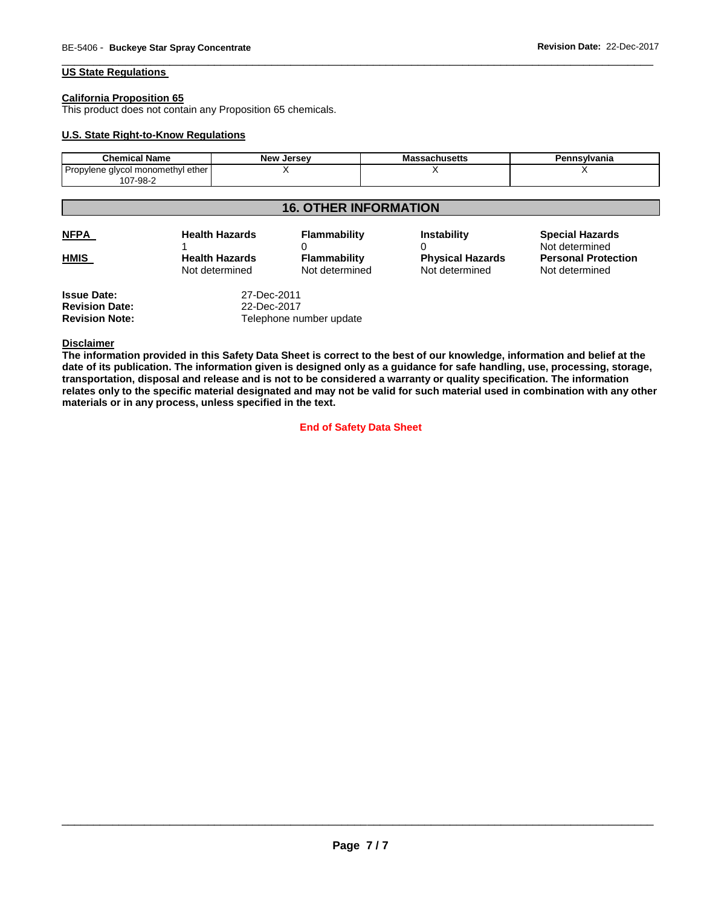#### US State Regulations

#### California Proposition 65

This product does not contain any Proposition 65 chemicals.

#### U.S. State Right-to-Know Regulations

| Chemical Name | New Jersey | Massachusetts | Pennsylvania |
|---|---|---|---|
| Propylene glycol monomethyl ether 107-98-2 | X | X | X |

## 16. OTHER INFORMATION

| | | | | |
|---|---|---|---|---|
| **NFPA** | **Health Hazards** 1 | **Flammability** 0 | **Instability** 0 | **Special Hazards** Not determined |
| **HMIS** | **Health Hazards** Not determined | **Flammability** Not determined | **Physical Hazards** Not determined | **Personal Protection** Not determined |

**Issue Date:** 27-Dec-2011
**Revision Date:** 22-Dec-2017
**Revision Note:** Telephone number update

#### Disclaimer

**The information provided in this Safety Data Sheet is correct to the best of our knowledge, information and belief at the date of its publication. The information given is designed only as a guidance for safe handling, use, processing, storage, transportation, disposal and release and is not to be considered a warranty or quality specification. The information relates only to the specific material designated and may not be valid for such material used in combination with any other materials or in any process, unless specified in the text.**

**End of Safety Data Sheet**